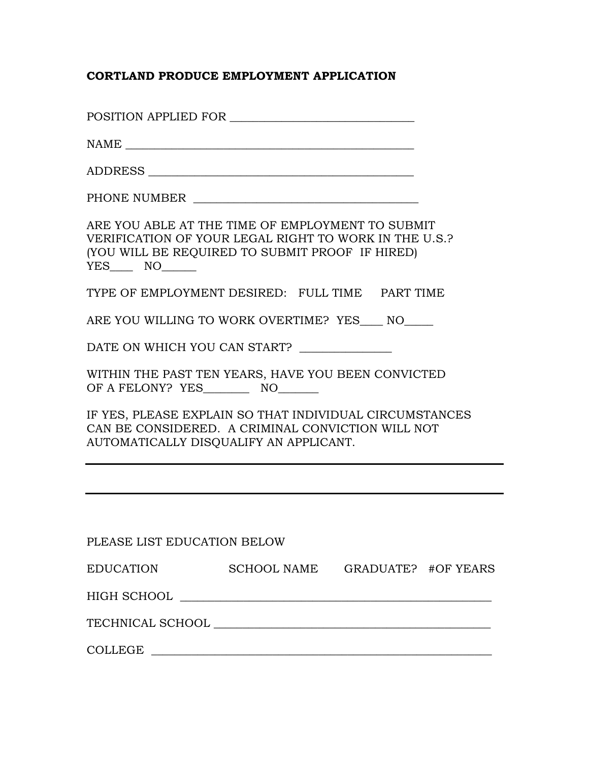# CORTLAND PRODUCE EMPLOYMENT APPLICATION

POSITION APPLIED FOR ______________________________

NAME ______________________________________________

ADDRESS ___________________________________________

PHONE NUMBER ____________________________________

ARE YOU ABLE AT THE TIME OF EMPLOYMENT TO SUBMIT VERIFICATION OF YOUR LEGAL RIGHT TO WORK IN THE U.S.? (YOU WILL BE REQUIRED TO SUBMIT PROOF IF HIRED)
YES____ NO______

TYPE OF EMPLOYMENT DESIRED: FULL TIME PART TIME

ARE YOU WILLING TO WORK OVERTIME? YES____ NO_____

DATE ON WHICH YOU CAN START? _______________

WITHIN THE PAST TEN YEARS, HAVE YOU BEEN CONVICTED OF A FELONY? YES________ NO_______

IF YES, PLEASE EXPLAIN SO THAT INDIVIDUAL CIRCUMSTANCES CAN BE CONSIDERED. A CRIMINAL CONVICTION WILL NOT AUTOMATICALLY DISQUALIFY AN APPLICANT.

_____________________________________________________________

_____________________________________________________________

PLEASE LIST EDUCATION BELOW

| EDUCATION | SCHOOL NAME | GRADUATE? | #OF YEARS |
| --- | --- | --- | --- |
| HIGH SCHOOL | | | |
| TECHNICAL SCHOOL | | | |
| COLLEGE | | | |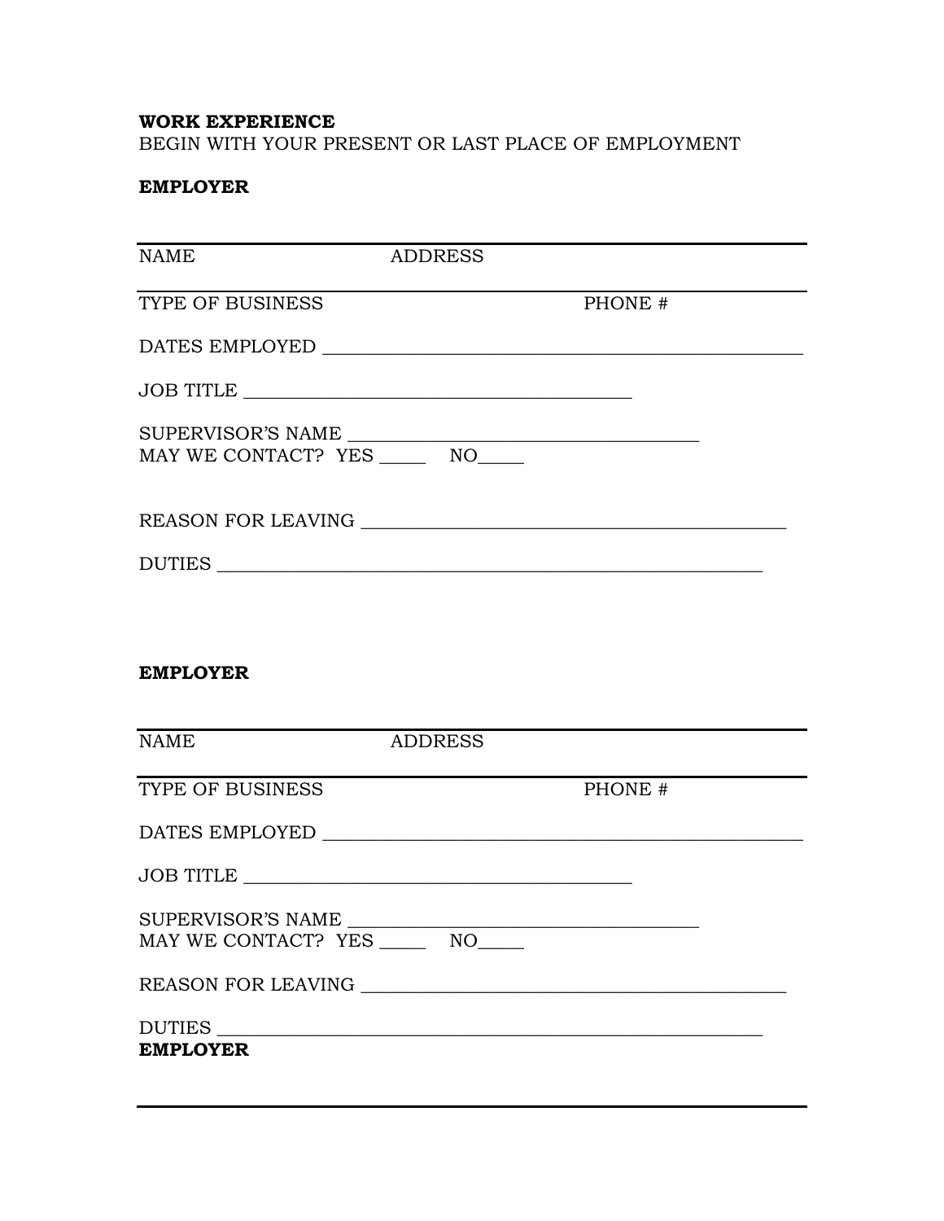**WORK EXPERIENCE**
BEGIN WITH YOUR PRESENT OR LAST PLACE OF EMPLOYMENT

**EMPLOYER**

---

NAME ADDRESS

---

TYPE OF BUSINESS PHONE #

DATES EMPLOYED ___________________________________________________

JOB TITLE ________________________________________

SUPERVISOR'S NAME ____________________________________
MAY WE CONTACT? YES _____ NO_____

REASON FOR LEAVING _______________________________________________

DUTIES ________________________________________________________

**EMPLOYER**

---

NAME ADDRESS

---

TYPE OF BUSINESS PHONE #

DATES EMPLOYED ___________________________________________________

JOB TITLE ________________________________________

SUPERVISOR'S NAME ____________________________________
MAY WE CONTACT? YES _____ NO_____

REASON FOR LEAVING _______________________________________________

DUTIES ________________________________________________________
**EMPLOYER**

---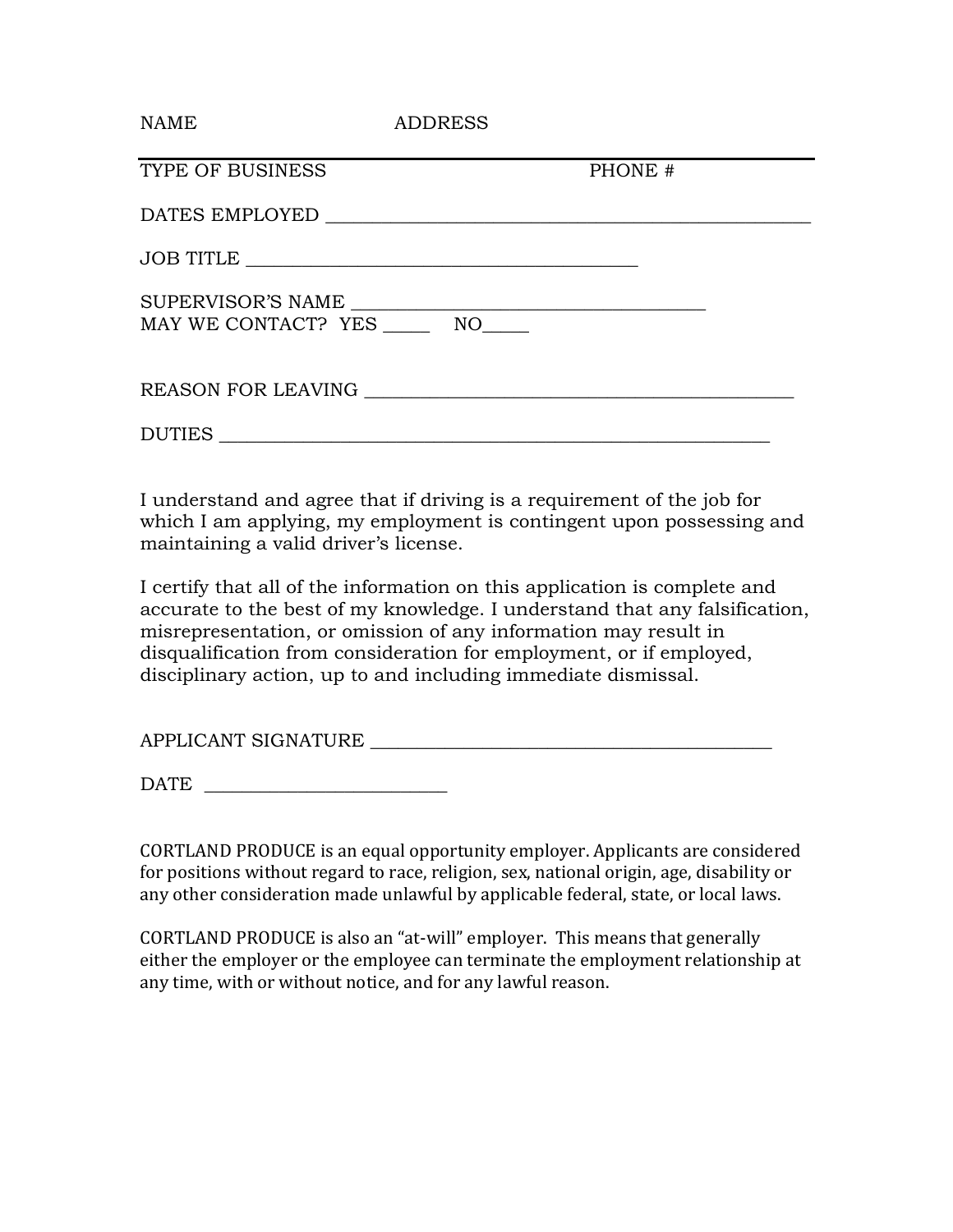NAME ADDRESS

---

TYPE OF BUSINESS PHONE #

DATES EMPLOYED ____________________________________________________

JOB TITLE ________________________________________

SUPERVISOR'S NAME ____________________________________
MAY WE CONTACT? YES _____ NO_____

REASON FOR LEAVING _____________________________________________

DUTIES _________________________________________________________

I understand and agree that if driving is a requirement of the job for which I am applying, my employment is contingent upon possessing and maintaining a valid driver's license.

I certify that all of the information on this application is complete and accurate to the best of my knowledge. I understand that any falsification, misrepresentation, or omission of any information may result in disqualification from consideration for employment, or if employed, disciplinary action, up to and including immediate dismissal.

APPLICANT SIGNATURE ___________________________________________

DATE _________________________

CORTLAND PRODUCE is an equal opportunity employer. Applicants are considered for positions without regard to race, religion, sex, national origin, age, disability or any other consideration made unlawful by applicable federal, state, or local laws.

CORTLAND PRODUCE is also an "at-will" employer. This means that generally either the employer or the employee can terminate the employment relationship at any time, with or without notice, and for any lawful reason.